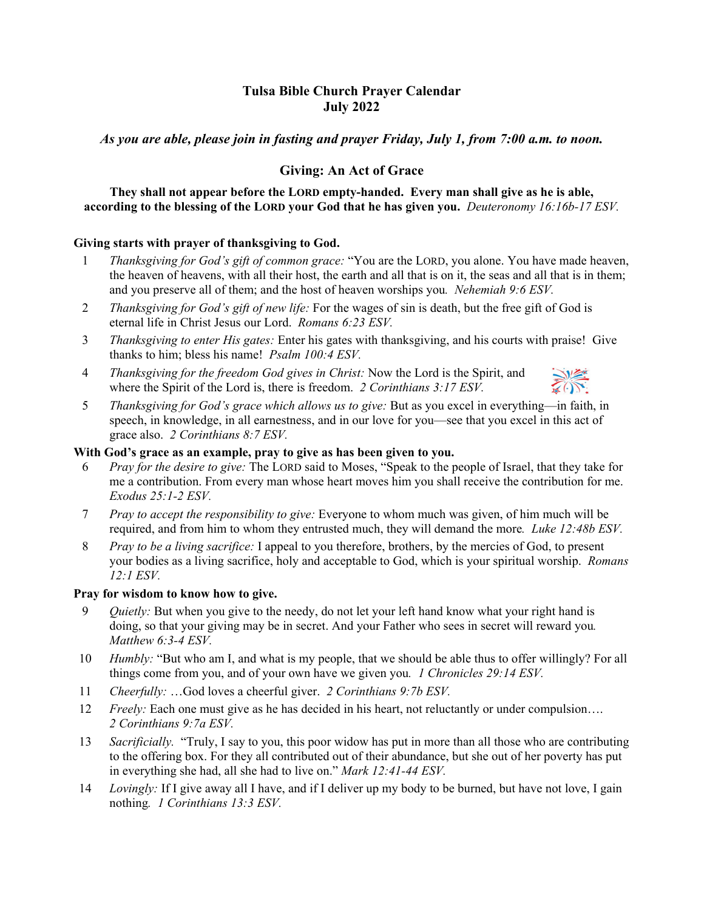# Tulsa Bible Church Prayer Calendar
# July 2022

***As you are able, please join in fasting and prayer Friday, July 1, from 7:00 a.m. to noon.***

## Giving: An Act of Grace

**They shall not appear before the LORD empty-handed. Every man shall give as he is able, according to the blessing of the LORD your God that he has given you.** *Deuteronomy 16:16b-17 ESV.*

**Giving starts with prayer of thanksgiving to God.**

1 *Thanksgiving for God's gift of common grace:* "You are the LORD, you alone. You have made heaven, the heaven of heavens, with all their host, the earth and all that is on it, the seas and all that is in them; and you preserve all of them; and the host of heaven worships you. *Nehemiah 9:6 ESV.*

2 *Thanksgiving for God's gift of new life:* For the wages of sin is death, but the free gift of God is eternal life in Christ Jesus our Lord. *Romans 6:23 ESV.*

3 *Thanksgiving to enter His gates:* Enter his gates with thanksgiving, and his courts with praise! Give thanks to him; bless his name! *Psalm 100:4 ESV.*

4 *Thanksgiving for the freedom God gives in Christ:* Now the Lord is the Spirit, and where the Spirit of the Lord is, there is freedom. *2 Corinthians 3:17 ESV.*

5 *Thanksgiving for God's grace which allows us to give:* But as you excel in everything—in faith, in speech, in knowledge, in all earnestness, and in our love for you—see that you excel in this act of grace also. *2 Corinthians 8:7 ESV.*

**With God's grace as an example, pray to give as has been given to you.**

6 *Pray for the desire to give:* The LORD said to Moses, "Speak to the people of Israel, that they take for me a contribution. From every man whose heart moves him you shall receive the contribution for me. *Exodus 25:1-2 ESV.*

7 *Pray to accept the responsibility to give:* Everyone to whom much was given, of him much will be required, and from him to whom they entrusted much, they will demand the more. *Luke 12:48b ESV.*

8 *Pray to be a living sacrifice:* I appeal to you therefore, brothers, by the mercies of God, to present your bodies as a living sacrifice, holy and acceptable to God, which is your spiritual worship. *Romans 12:1 ESV.*

**Pray for wisdom to know how to give.**

9 *Quietly:* But when you give to the needy, do not let your left hand know what your right hand is doing, so that your giving may be in secret. And your Father who sees in secret will reward you. *Matthew 6:3-4 ESV.*

10 *Humbly:* "But who am I, and what is my people, that we should be able thus to offer willingly? For all things come from you, and of your own have we given you. *1 Chronicles 29:14 ESV.*

11 *Cheerfully:* …God loves a cheerful giver. *2 Corinthians 9:7b ESV.*

12 *Freely:* Each one must give as he has decided in his heart, not reluctantly or under compulsion…. *2 Corinthians 9:7a ESV.*

13 *Sacrificially.* "Truly, I say to you, this poor widow has put in more than all those who are contributing to the offering box. For they all contributed out of their abundance, but she out of her poverty has put in everything she had, all she had to live on." *Mark 12:41-44 ESV.*

14 *Lovingly:* If I give away all I have, and if I deliver up my body to be burned, but have not love, I gain nothing. *1 Corinthians 13:3 ESV.*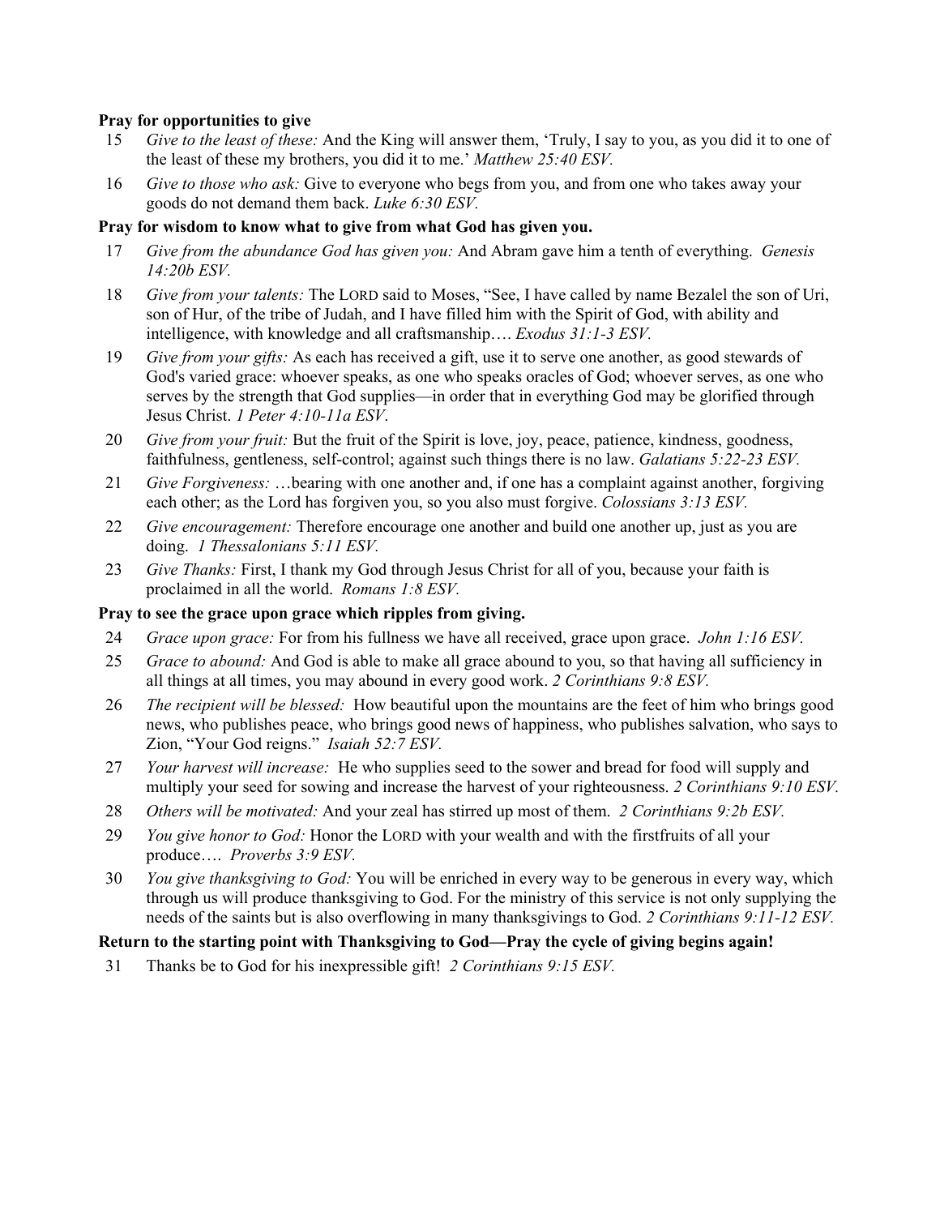**Pray for opportunities to give**

15 *Give to the least of these:* And the King will answer them, 'Truly, I say to you, as you did it to one of the least of these my brothers, you did it to me.' *Matthew 25:40 ESV.*

16 *Give to those who ask:* Give to everyone who begs from you, and from one who takes away your goods do not demand them back. *Luke 6:30 ESV.*

**Pray for wisdom to know what to give from what God has given you.**

17 *Give from the abundance God has given you:* And Abram gave him a tenth of everything. *Genesis 14:20b ESV.*

18 *Give from your talents:* The LORD said to Moses, "See, I have called by name Bezalel the son of Uri, son of Hur, of the tribe of Judah, and I have filled him with the Spirit of God, with ability and intelligence, with knowledge and all craftsmanship…. *Exodus 31:1-3 ESV.*

19 *Give from your gifts:* As each has received a gift, use it to serve one another, as good stewards of God's varied grace: whoever speaks, as one who speaks oracles of God; whoever serves, as one who serves by the strength that God supplies—in order that in everything God may be glorified through Jesus Christ. *1 Peter 4:10-11a ESV.*

20 *Give from your fruit:* But the fruit of the Spirit is love, joy, peace, patience, kindness, goodness, faithfulness, gentleness, self-control; against such things there is no law. *Galatians 5:22-23 ESV.*

21 *Give Forgiveness:* …bearing with one another and, if one has a complaint against another, forgiving each other; as the Lord has forgiven you, so you also must forgive. *Colossians 3:13 ESV.*

22 *Give encouragement:* Therefore encourage one another and build one another up, just as you are doing. *1 Thessalonians 5:11 ESV.*

23 *Give Thanks:* First, I thank my God through Jesus Christ for all of you, because your faith is proclaimed in all the world. *Romans 1:8 ESV.*

**Pray to see the grace upon grace which ripples from giving.**

24 *Grace upon grace:* For from his fullness we have all received, grace upon grace. *John 1:16 ESV.*

25 *Grace to abound:* And God is able to make all grace abound to you, so that having all sufficiency in all things at all times, you may abound in every good work. *2 Corinthians 9:8 ESV.*

26 *The recipient will be blessed:* How beautiful upon the mountains are the feet of him who brings good news, who publishes peace, who brings good news of happiness, who publishes salvation, who says to Zion, "Your God reigns." *Isaiah 52:7 ESV.*

27 *Your harvest will increase:* He who supplies seed to the sower and bread for food will supply and multiply your seed for sowing and increase the harvest of your righteousness. *2 Corinthians 9:10 ESV.*

28 *Others will be motivated:* And your zeal has stirred up most of them. *2 Corinthians 9:2b ESV.*

29 *You give honor to God:* Honor the LORD with your wealth and with the firstfruits of all your produce…. *Proverbs 3:9 ESV.*

30 *You give thanksgiving to God:* You will be enriched in every way to be generous in every way, which through us will produce thanksgiving to God. For the ministry of this service is not only supplying the needs of the saints but is also overflowing in many thanksgivings to God. *2 Corinthians 9:11-12 ESV.*

**Return to the starting point with Thanksgiving to God—Pray the cycle of giving begins again!**

31 Thanks be to God for his inexpressible gift! *2 Corinthians 9:15 ESV.*